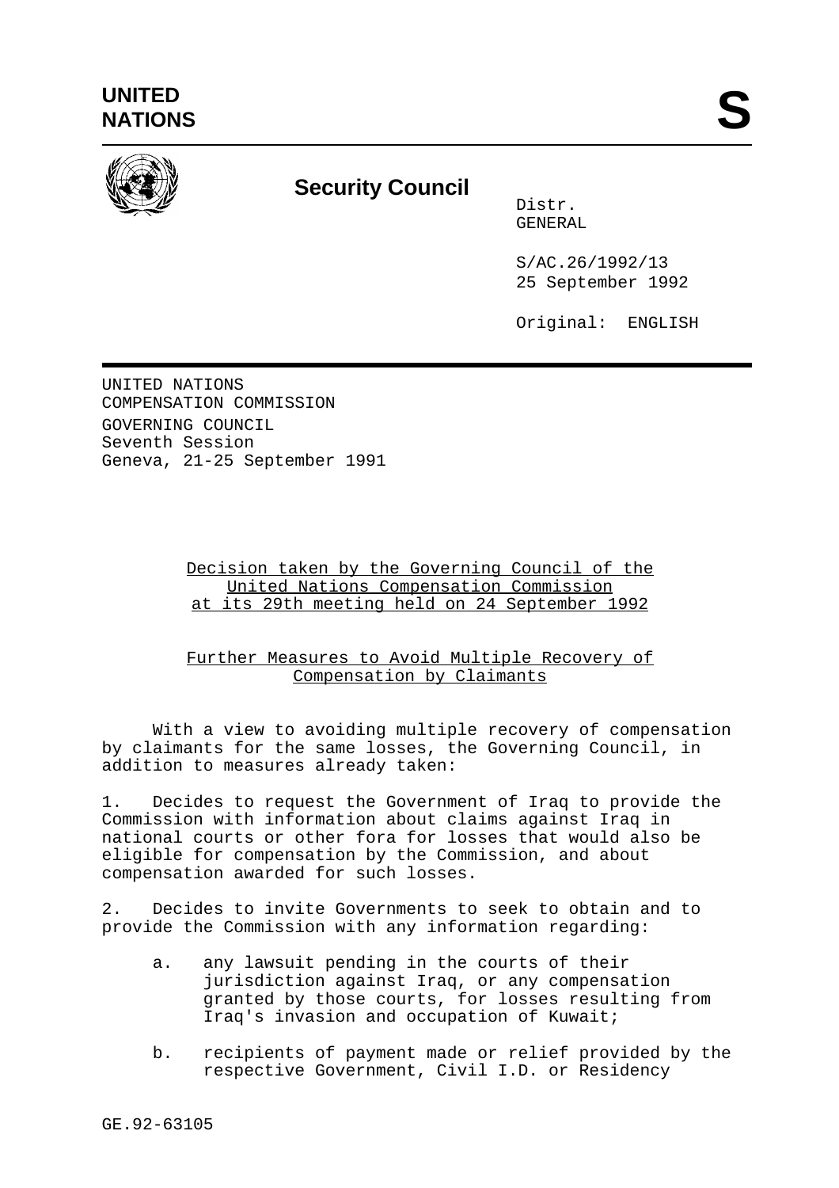UNITED NATIONS

# S

## Security Council

Distr.
GENERAL

S/AC.26/1992/13
25 September 1992

Original: ENGLISH

UNITED NATIONS
COMPENSATION COMMISSION
GOVERNING COUNCIL
Seventh Session
Geneva, 21-25 September 1991

Decision taken by the Governing Council of the United Nations Compensation Commission at its 29th meeting held on 24 September 1992

Further Measures to Avoid Multiple Recovery of Compensation by Claimants

With a view to avoiding multiple recovery of compensation by claimants for the same losses, the Governing Council, in addition to measures already taken:

1. Decides to request the Government of Iraq to provide the Commission with information about claims against Iraq in national courts or other fora for losses that would also be eligible for compensation by the Commission, and about compensation awarded for such losses.

2. Decides to invite Governments to seek to obtain and to provide the Commission with any information regarding:

   a. any lawsuit pending in the courts of their jurisdiction against Iraq, or any compensation granted by those courts, for losses resulting from Iraq's invasion and occupation of Kuwait;

   b. recipients of payment made or relief provided by the respective Government, Civil I.D. or Residency

GE.92-63105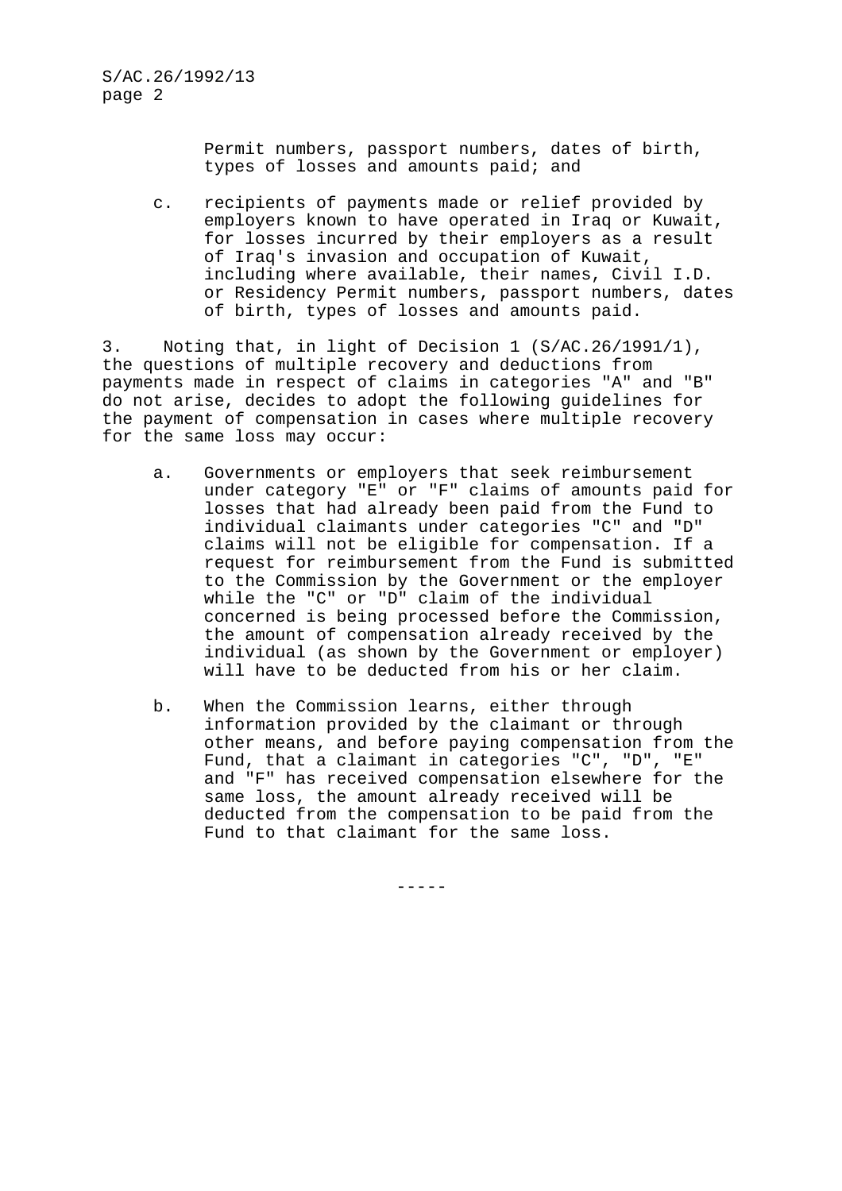Permit numbers, passport numbers, dates of birth, types of losses and amounts paid; and

c. recipients of payments made or relief provided by employers known to have operated in Iraq or Kuwait, for losses incurred by their employers as a result of Iraq's invasion and occupation of Kuwait, including where available, their names, Civil I.D. or Residency Permit numbers, passport numbers, dates of birth, types of losses and amounts paid.

3. Noting that, in light of Decision 1 (S/AC.26/1991/1), the questions of multiple recovery and deductions from payments made in respect of claims in categories "A" and "B" do not arise, decides to adopt the following guidelines for the payment of compensation in cases where multiple recovery for the same loss may occur:

a. Governments or employers that seek reimbursement under category "E" or "F" claims of amounts paid for losses that had already been paid from the Fund to individual claimants under categories "C" and "D" claims will not be eligible for compensation. If a request for reimbursement from the Fund is submitted to the Commission by the Government or the employer while the "C" or "D" claim of the individual concerned is being processed before the Commission, the amount of compensation already received by the individual (as shown by the Government or employer) will have to be deducted from his or her claim.

b. When the Commission learns, either through information provided by the claimant or through other means, and before paying compensation from the Fund, that a claimant in categories "C", "D", "E" and "F" has received compensation elsewhere for the same loss, the amount already received will be deducted from the compensation to be paid from the Fund to that claimant for the same loss.

-----